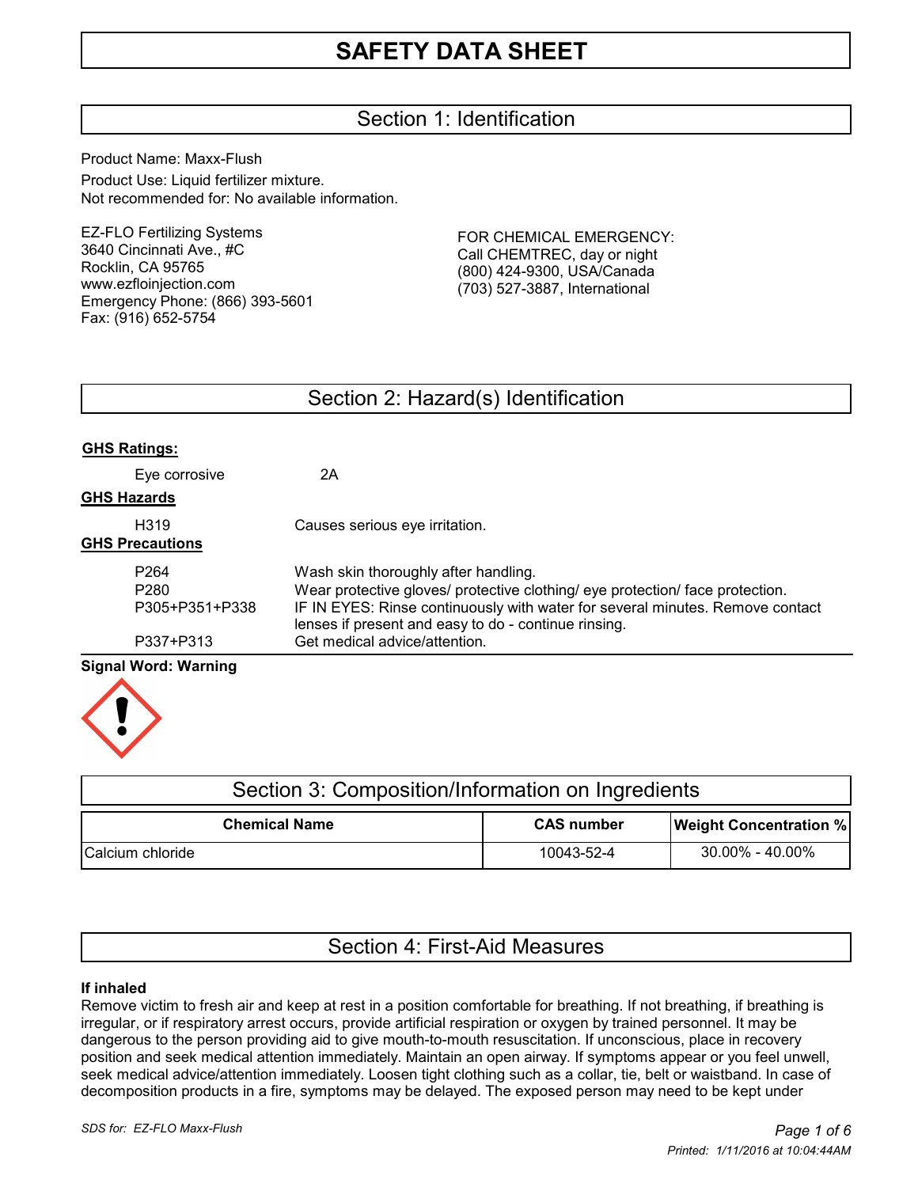# SAFETY DATA SHEET

## Section 1: Identification

Product Name: Maxx-Flush

Product Use: Liquid fertilizer mixture.
Not recommended for: No available information.

EZ-FLO Fertilizing Systems
3640 Cincinnati Ave., #C
Rocklin, CA 95765
www.ezfloinjection.com
Emergency Phone: (866) 393-5601
Fax: (916) 652-5754

FOR CHEMICAL EMERGENCY:
Call CHEMTREC, day or night
(800) 424-9300, USA/Canada
(703) 527-3887, International

## Section 2: Hazard(s) Identification

**GHS Ratings:**

| | |
|---|---|
| Eye corrosive | 2A |

**GHS Hazards**

| | |
|---|---|
| H319 | Causes serious eye irritation. |

**GHS Precautions**

| | |
|---|---|
| P264 | Wash skin thoroughly after handling. |
| P280 | Wear protective gloves/ protective clothing/ eye protection/ face protection. |
| P305+P351+P338 | IF IN EYES: Rinse continuously with water for several minutes. Remove contact lenses if present and easy to do - continue rinsing. |
| P337+P313 | Get medical advice/attention. |

**Signal Word: Warning**

## Section 3: Composition/Information on Ingredients

| Chemical Name | CAS number | Weight Concentration % |
|---|---|---|
| Calcium chloride | 10043-52-4 | 30.00% - 40.00% |

## Section 4: First-Aid Measures

**If inhaled**

Remove victim to fresh air and keep at rest in a position comfortable for breathing. If not breathing, if breathing is irregular, or if respiratory arrest occurs, provide artificial respiration or oxygen by trained personnel. It may be dangerous to the person providing aid to give mouth-to-mouth resuscitation. If unconscious, place in recovery position and seek medical attention immediately. Maintain an open airway. If symptoms appear or you feel unwell, seek medical advice/attention immediately. Loosen tight clothing such as a collar, tie, belt or waistband. In case of decomposition products in a fire, symptoms may be delayed. The exposed person may need to be kept under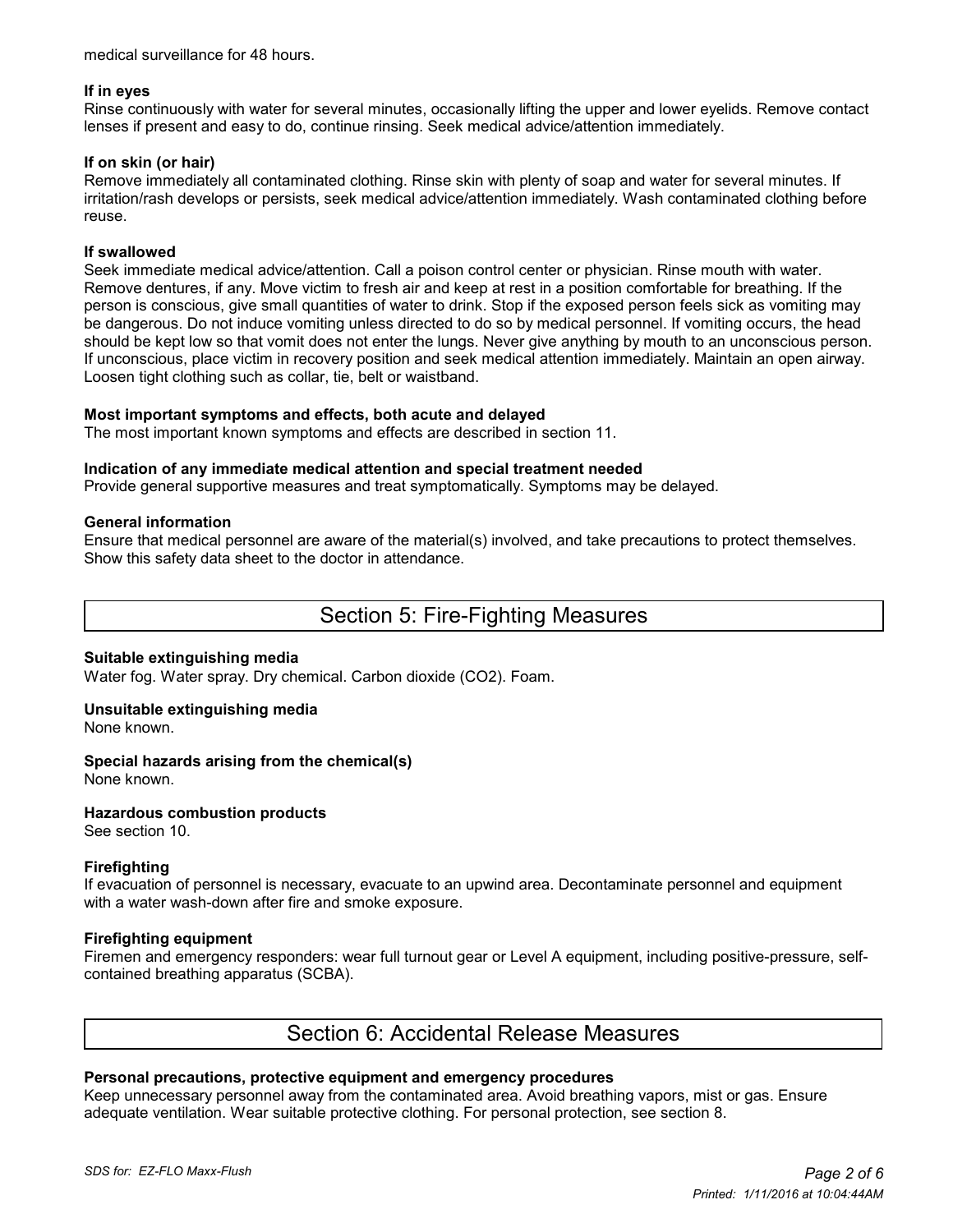medical surveillance for 48 hours.

**If in eyes**

Rinse continuously with water for several minutes, occasionally lifting the upper and lower eyelids. Remove contact lenses if present and easy to do, continue rinsing. Seek medical advice/attention immediately.

**If on skin (or hair)**

Remove immediately all contaminated clothing. Rinse skin with plenty of soap and water for several minutes. If irritation/rash develops or persists, seek medical advice/attention immediately. Wash contaminated clothing before reuse.

**If swallowed**

Seek immediate medical advice/attention. Call a poison control center or physician. Rinse mouth with water. Remove dentures, if any. Move victim to fresh air and keep at rest in a position comfortable for breathing. If the person is conscious, give small quantities of water to drink. Stop if the exposed person feels sick as vomiting may be dangerous. Do not induce vomiting unless directed to do so by medical personnel. If vomiting occurs, the head should be kept low so that vomit does not enter the lungs. Never give anything by mouth to an unconscious person. If unconscious, place victim in recovery position and seek medical attention immediately. Maintain an open airway. Loosen tight clothing such as collar, tie, belt or waistband.

**Most important symptoms and effects, both acute and delayed**

The most important known symptoms and effects are described in section 11.

**Indication of any immediate medical attention and special treatment needed**

Provide general supportive measures and treat symptomatically. Symptoms may be delayed.

**General information**

Ensure that medical personnel are aware of the material(s) involved, and take precautions to protect themselves. Show this safety data sheet to the doctor in attendance.

## Section 5: Fire-Fighting Measures

**Suitable extinguishing media**

Water fog. Water spray. Dry chemical. Carbon dioxide ($CO_2$). Foam.

**Unsuitable extinguishing media**

None known.

**Special hazards arising from the chemical(s)**

None known.

**Hazardous combustion products**

See section 10.

**Firefighting**

If evacuation of personnel is necessary, evacuate to an upwind area. Decontaminate personnel and equipment with a water wash-down after fire and smoke exposure.

**Firefighting equipment**

Firemen and emergency responders: wear full turnout gear or Level A equipment, including positive-pressure, self-contained breathing apparatus (SCBA).

## Section 6: Accidental Release Measures

**Personal precautions, protective equipment and emergency procedures**

Keep unnecessary personnel away from the contaminated area. Avoid breathing vapors, mist or gas. Ensure adequate ventilation. Wear suitable protective clothing. For personal protection, see section 8.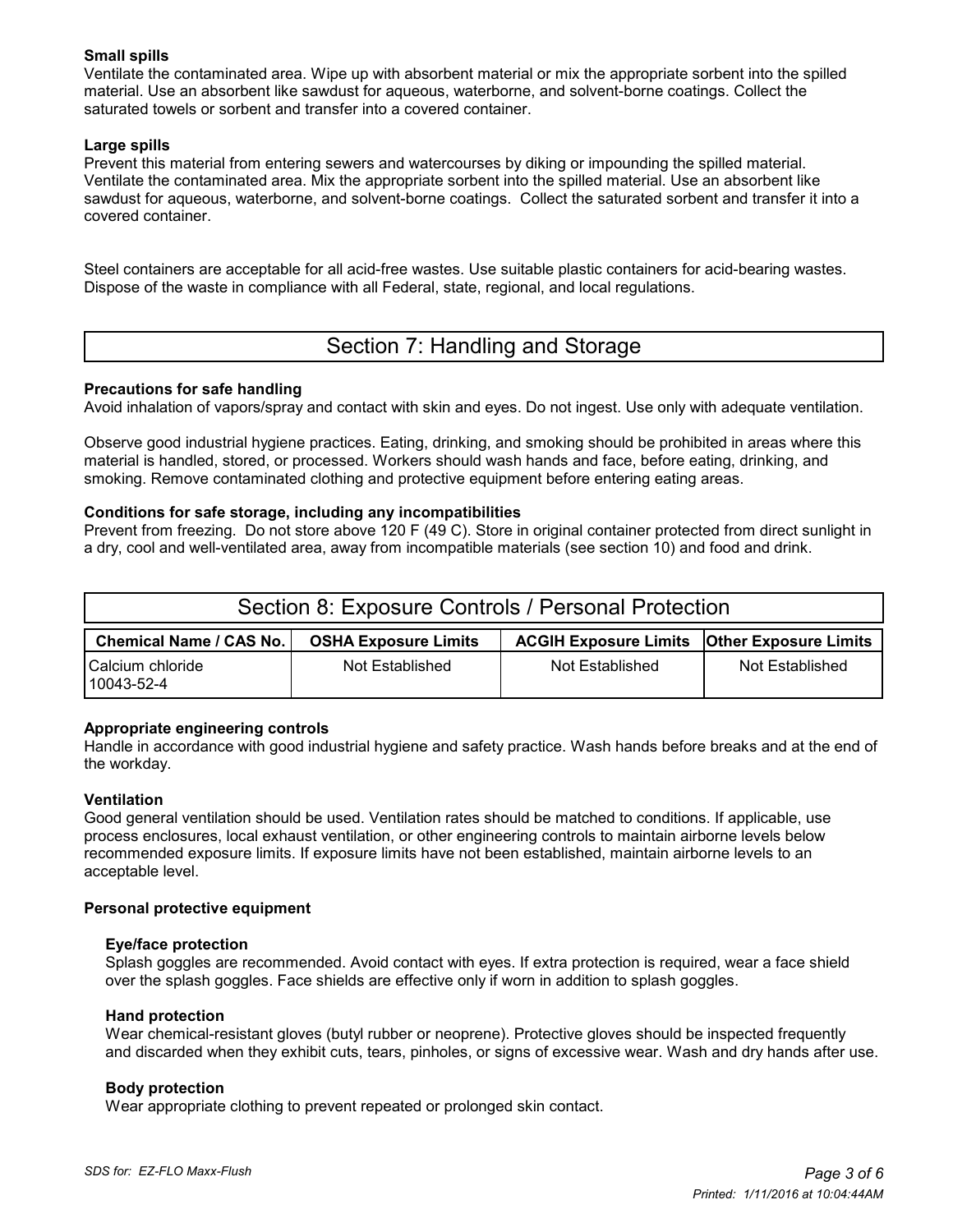**Small spills**

Ventilate the contaminated area. Wipe up with absorbent material or mix the appropriate sorbent into the spilled material. Use an absorbent like sawdust for aqueous, waterborne, and solvent-borne coatings. Collect the saturated towels or sorbent and transfer into a covered container.

**Large spills**

Prevent this material from entering sewers and watercourses by diking or impounding the spilled material. Ventilate the contaminated area. Mix the appropriate sorbent into the spilled material. Use an absorbent like sawdust for aqueous, waterborne, and solvent-borne coatings. Collect the saturated sorbent and transfer it into a covered container.

Steel containers are acceptable for all acid-free wastes. Use suitable plastic containers for acid-bearing wastes. Dispose of the waste in compliance with all Federal, state, regional, and local regulations.

## Section 7: Handling and Storage

**Precautions for safe handling**

Avoid inhalation of vapors/spray and contact with skin and eyes. Do not ingest. Use only with adequate ventilation.

Observe good industrial hygiene practices. Eating, drinking, and smoking should be prohibited in areas where this material is handled, stored, or processed. Workers should wash hands and face, before eating, drinking, and smoking. Remove contaminated clothing and protective equipment before entering eating areas.

**Conditions for safe storage, including any incompatibilities**

Prevent from freezing. Do not store above 120 F (49 C). Store in original container protected from direct sunlight in a dry, cool and well-ventilated area, away from incompatible materials (see section 10) and food and drink.

## Section 8: Exposure Controls / Personal Protection

| Chemical Name / CAS No. | OSHA Exposure Limits | ACGIH Exposure Limits | Other Exposure Limits |
|---|---|---|---|
| Calcium chloride 10043-52-4 | Not Established | Not Established | Not Established |

**Appropriate engineering controls**

Handle in accordance with good industrial hygiene and safety practice. Wash hands before breaks and at the end of the workday.

**Ventilation**

Good general ventilation should be used. Ventilation rates should be matched to conditions. If applicable, use process enclosures, local exhaust ventilation, or other engineering controls to maintain airborne levels below recommended exposure limits. If exposure limits have not been established, maintain airborne levels to an acceptable level.

**Personal protective equipment**

**Eye/face protection**

Splash goggles are recommended. Avoid contact with eyes. If extra protection is required, wear a face shield over the splash goggles. Face shields are effective only if worn in addition to splash goggles.

**Hand protection**

Wear chemical-resistant gloves (butyl rubber or neoprene). Protective gloves should be inspected frequently and discarded when they exhibit cuts, tears, pinholes, or signs of excessive wear. Wash and dry hands after use.

**Body protection**

Wear appropriate clothing to prevent repeated or prolonged skin contact.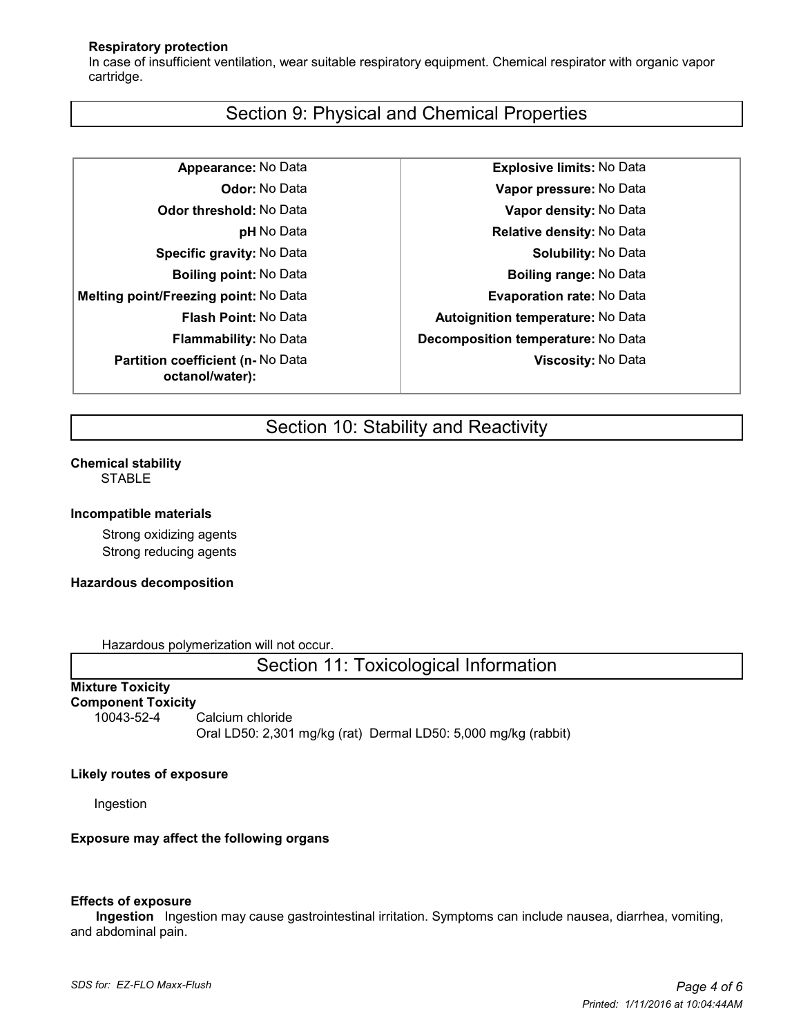**Respiratory protection**

In case of insufficient ventilation, wear suitable respiratory equipment. Chemical respirator with organic vapor cartridge.

## Section 9: Physical and Chemical Properties

| Property | Value | Property | Value |
|---|---|---|---|
| **Appearance:** | No Data | **Explosive limits:** | No Data |
| **Odor:** | No Data | **Vapor pressure:** | No Data |
| **Odor threshold:** | No Data | **Vapor density:** | No Data |
| **pH** | No Data | **Relative density:** | No Data |
| **Specific gravity:** | No Data | **Solubility:** | No Data |
| **Boiling point:** | No Data | **Boiling range:** | No Data |
| **Melting point/Freezing point:** | No Data | **Evaporation rate:** | No Data |
| **Flash Point:** | No Data | **Autoignition temperature:** | No Data |
| **Flammability:** | No Data | **Decomposition temperature:** | No Data |
| **Partition coefficient (n-octanol/water):** | No Data | **Viscosity:** | No Data |

## Section 10: Stability and Reactivity

**Chemical stability**

STABLE

**Incompatible materials**

Strong oxidizing agents
Strong reducing agents

**Hazardous decomposition**

Hazardous polymerization will not occur.

## Section 11: Toxicological Information

**Mixture Toxicity**

**Component Toxicity**

10043-52-4 Calcium chloride
Oral LD50: 2,301 mg/kg (rat) Dermal LD50: 5,000 mg/kg (rabbit)

**Likely routes of exposure**

Ingestion

**Exposure may affect the following organs**

**Effects of exposure**

**Ingestion** Ingestion may cause gastrointestinal irritation. Symptoms can include nausea, diarrhea, vomiting, and abdominal pain.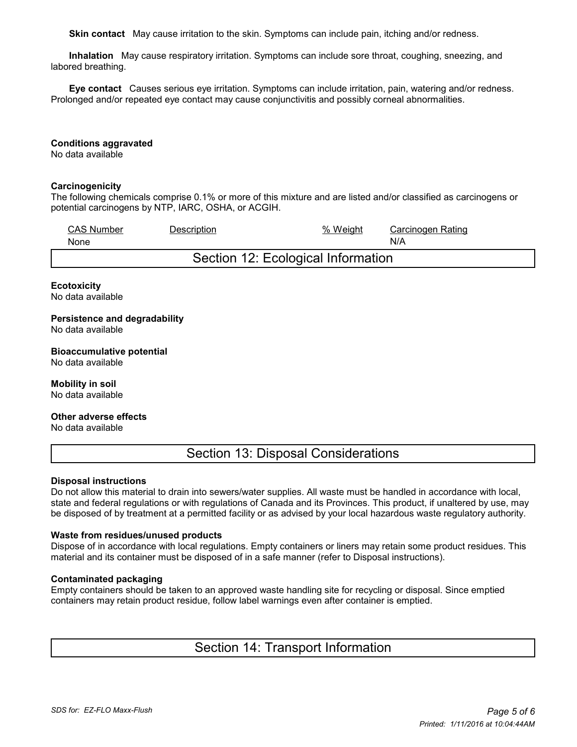**Skin contact** May cause irritation to the skin. Symptoms can include pain, itching and/or redness.

**Inhalation** May cause respiratory irritation. Symptoms can include sore throat, coughing, sneezing, and labored breathing.

**Eye contact** Causes serious eye irritation. Symptoms can include irritation, pain, watering and/or redness. Prolonged and/or repeated eye contact may cause conjunctivitis and possibly corneal abnormalities.

**Conditions aggravated**
No data available

**Carcinogenicity**
The following chemicals comprise 0.1% or more of this mixture and are listed and/or classified as carcinogens or potential carcinogens by NTP, IARC, OSHA, or ACGIH.

| CAS Number | Description | % Weight | Carcinogen Rating |
|---|---|---|---|
| None | | | N/A |

## Section 12: Ecological Information

**Ecotoxicity**
No data available

**Persistence and degradability**
No data available

**Bioaccumulative potential**
No data available

**Mobility in soil**
No data available

**Other adverse effects**
No data available

## Section 13: Disposal Considerations

**Disposal instructions**
Do not allow this material to drain into sewers/water supplies. All waste must be handled in accordance with local, state and federal regulations or with regulations of Canada and its Provinces. This product, if unaltered by use, may be disposed of by treatment at a permitted facility or as advised by your local hazardous waste regulatory authority.

**Waste from residues/unused products**
Dispose of in accordance with local regulations. Empty containers or liners may retain some product residues. This material and its container must be disposed of in a safe manner (refer to Disposal instructions).

**Contaminated packaging**
Empty containers should be taken to an approved waste handling site for recycling or disposal. Since emptied containers may retain product residue, follow label warnings even after container is emptied.

## Section 14: Transport Information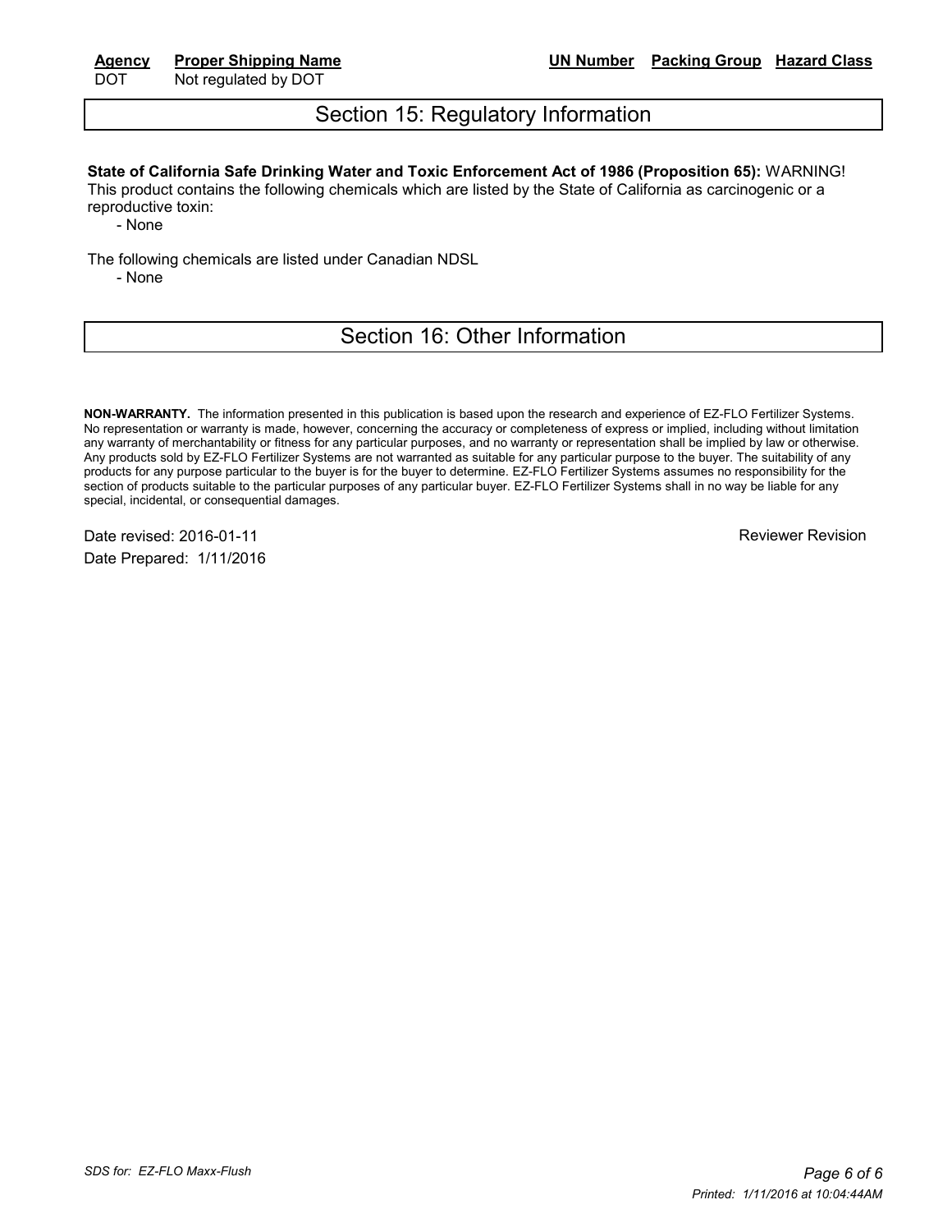| Agency | Proper Shipping Name | UN Number | Packing Group | Hazard Class |
|---|---|---|---|---|
| DOT | Not regulated by DOT | | | |

## Section 15: Regulatory Information

**State of California Safe Drinking Water and Toxic Enforcement Act of 1986 (Proposition 65):** WARNING! This product contains the following chemicals which are listed by the State of California as carcinogenic or a reproductive toxin:

- None

The following chemicals are listed under Canadian NDSL

- None

## Section 16: Other Information

**NON-WARRANTY.** The information presented in this publication is based upon the research and experience of EZ-FLO Fertilizer Systems. No representation or warranty is made, however, concerning the accuracy or completeness of express or implied, including without limitation any warranty of merchantability or fitness for any particular purposes, and no warranty or representation shall be implied by law or otherwise. Any products sold by EZ-FLO Fertilizer Systems are not warranted as suitable for any particular purpose to the buyer. The suitability of any products for any purpose particular to the buyer is for the buyer to determine. EZ-FLO Fertilizer Systems assumes no responsibility for the section of products suitable to the particular purposes of any particular buyer. EZ-FLO Fertilizer Systems shall in no way be liable for any special, incidental, or consequential damages.

Date revised: 2016-01-11

Reviewer Revision

Date Prepared: 1/11/2016